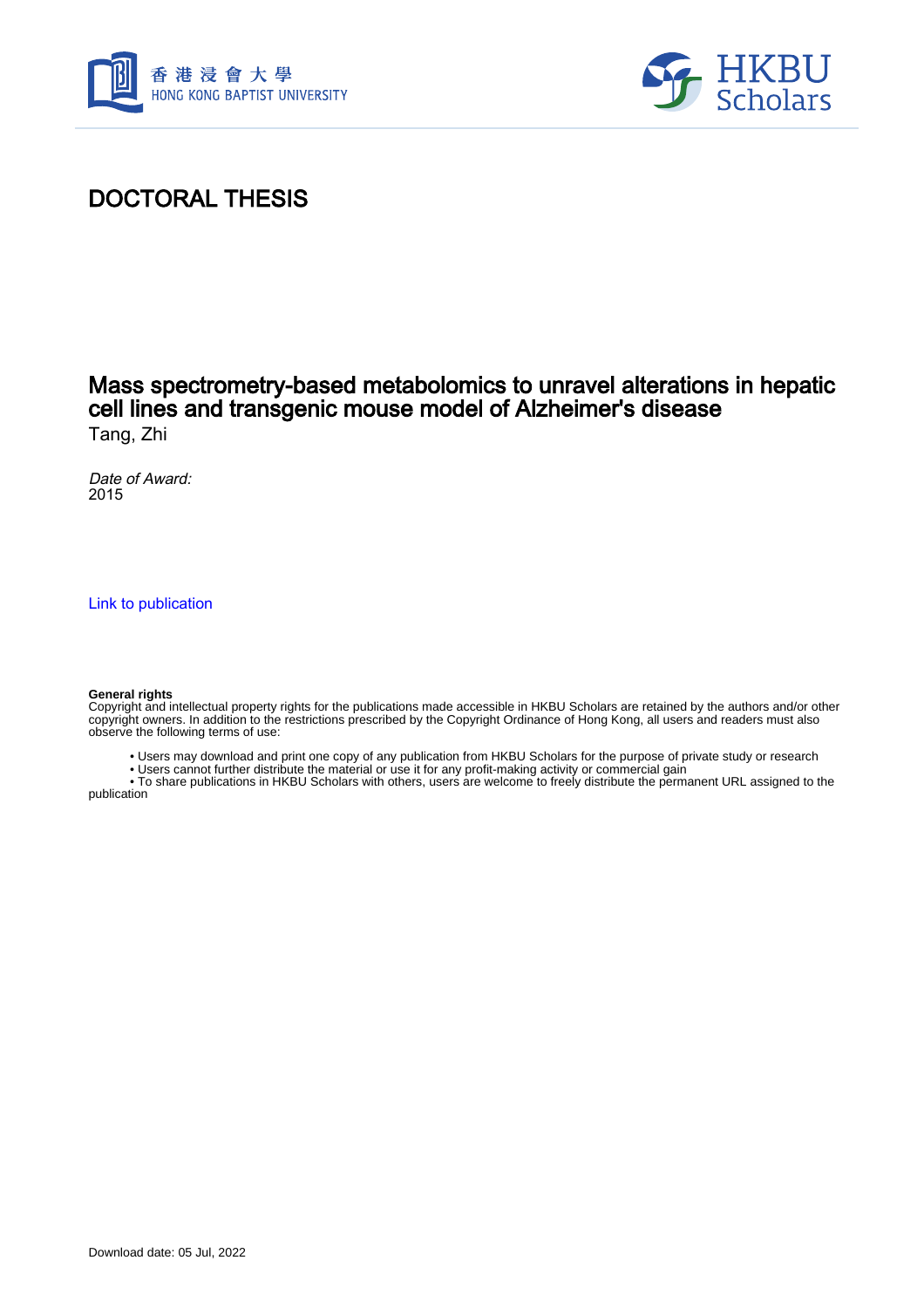# DOCTORAL THESIS

## Mass spectrometry-based metabolomics to unravel alterations in hepatic cell lines and transgenic mouse model of Alzheimer's disease

Tang, Zhi

*Date of Award:*
2015

Link to publication

**General rights**
Copyright and intellectual property rights for the publications made accessible in HKBU Scholars are retained by the authors and/or other copyright owners. In addition to the restrictions prescribed by the Copyright Ordinance of Hong Kong, all users and readers must also observe the following terms of use:

- Users may download and print one copy of any publication from HKBU Scholars for the purpose of private study or research
- Users cannot further distribute the material or use it for any profit-making activity or commercial gain
- To share publications in HKBU Scholars with others, users are welcome to freely distribute the permanent URL assigned to the publication

Download date: 05 Jul, 2022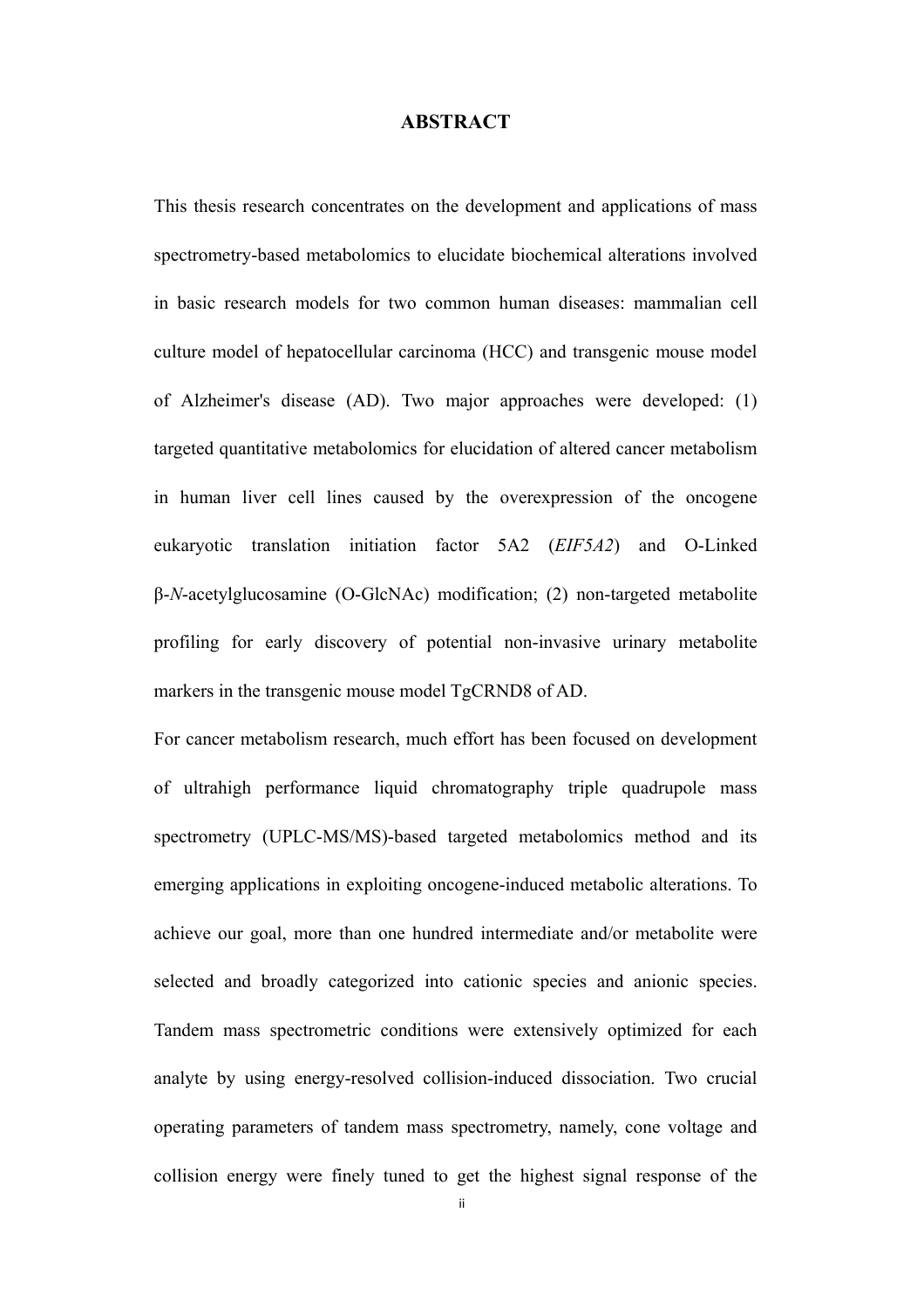# ABSTRACT

This thesis research concentrates on the development and applications of mass spectrometry-based metabolomics to elucidate biochemical alterations involved in basic research models for two common human diseases: mammalian cell culture model of hepatocellular carcinoma (HCC) and transgenic mouse model of Alzheimer's disease (AD). Two major approaches were developed: (1) targeted quantitative metabolomics for elucidation of altered cancer metabolism in human liver cell lines caused by the overexpression of the oncogene eukaryotic translation initiation factor 5A2 (*EIF5A2*) and O-Linked β-*N*-acetylglucosamine (O-GlcNAc) modification; (2) non-targeted metabolite profiling for early discovery of potential non-invasive urinary metabolite markers in the transgenic mouse model TgCRND8 of AD.

For cancer metabolism research, much effort has been focused on development of ultrahigh performance liquid chromatography triple quadrupole mass spectrometry (UPLC-MS/MS)-based targeted metabolomics method and its emerging applications in exploiting oncogene-induced metabolic alterations. To achieve our goal, more than one hundred intermediate and/or metabolite were selected and broadly categorized into cationic species and anionic species. Tandem mass spectrometric conditions were extensively optimized for each analyte by using energy-resolved collision-induced dissociation. Two crucial operating parameters of tandem mass spectrometry, namely, cone voltage and collision energy were finely tuned to get the highest signal response of the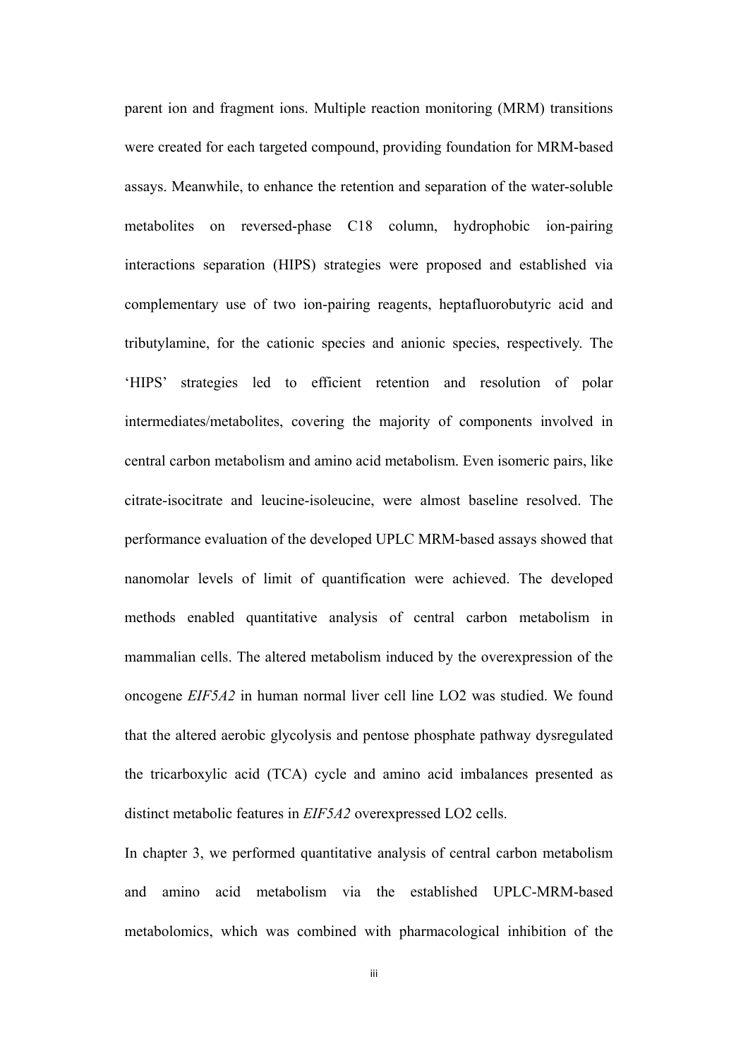parent ion and fragment ions. Multiple reaction monitoring (MRM) transitions were created for each targeted compound, providing foundation for MRM-based assays. Meanwhile, to enhance the retention and separation of the water-soluble metabolites on reversed-phase C18 column, hydrophobic ion-pairing interactions separation (HIPS) strategies were proposed and established via complementary use of two ion-pairing reagents, heptafluorobutyric acid and tributylamine, for the cationic species and anionic species, respectively. The 'HIPS' strategies led to efficient retention and resolution of polar intermediates/metabolites, covering the majority of components involved in central carbon metabolism and amino acid metabolism. Even isomeric pairs, like citrate-isocitrate and leucine-isoleucine, were almost baseline resolved. The performance evaluation of the developed UPLC MRM-based assays showed that nanomolar levels of limit of quantification were achieved. The developed methods enabled quantitative analysis of central carbon metabolism in mammalian cells. The altered metabolism induced by the overexpression of the oncogene *EIF5A2* in human normal liver cell line LO2 was studied. We found that the altered aerobic glycolysis and pentose phosphate pathway dysregulated the tricarboxylic acid (TCA) cycle and amino acid imbalances presented as distinct metabolic features in *EIF5A2* overexpressed LO2 cells.

In chapter 3, we performed quantitative analysis of central carbon metabolism and amino acid metabolism via the established UPLC-MRM-based metabolomics, which was combined with pharmacological inhibition of the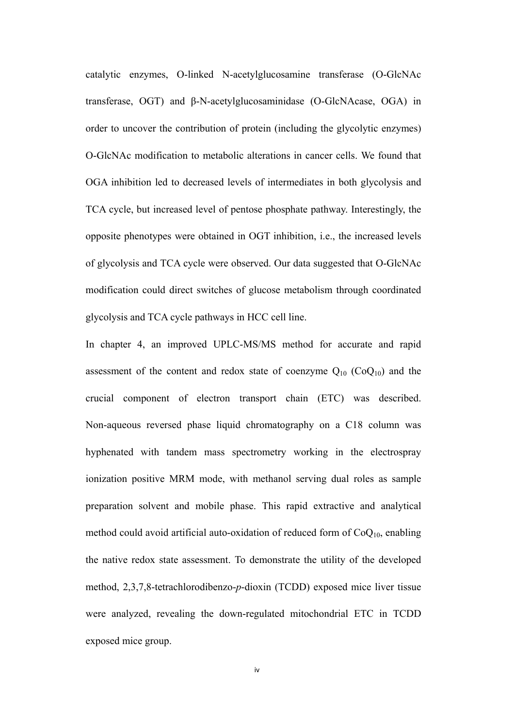catalytic enzymes, O-linked N-acetylglucosamine transferase (O-GlcNAc transferase, OGT) and β-N-acetylglucosaminidase (O-GlcNAcase, OGA) in order to uncover the contribution of protein (including the glycolytic enzymes) O-GlcNAc modification to metabolic alterations in cancer cells. We found that OGA inhibition led to decreased levels of intermediates in both glycolysis and TCA cycle, but increased level of pentose phosphate pathway. Interestingly, the opposite phenotypes were obtained in OGT inhibition, i.e., the increased levels of glycolysis and TCA cycle were observed. Our data suggested that O-GlcNAc modification could direct switches of glucose metabolism through coordinated glycolysis and TCA cycle pathways in HCC cell line.

In chapter 4, an improved UPLC-MS/MS method for accurate and rapid assessment of the content and redox state of coenzyme $Q_{10}$ ($CoQ_{10}$) and the crucial component of electron transport chain (ETC) was described. Non-aqueous reversed phase liquid chromatography on a C18 column was hyphenated with tandem mass spectrometry working in the electrospray ionization positive MRM mode, with methanol serving dual roles as sample preparation solvent and mobile phase. This rapid extractive and analytical method could avoid artificial auto-oxidation of reduced form of $CoQ_{10}$, enabling the native redox state assessment. To demonstrate the utility of the developed method, 2,3,7,8-tetrachlorodibenzo-*p*-dioxin (TCDD) exposed mice liver tissue were analyzed, revealing the down-regulated mitochondrial ETC in TCDD exposed mice group.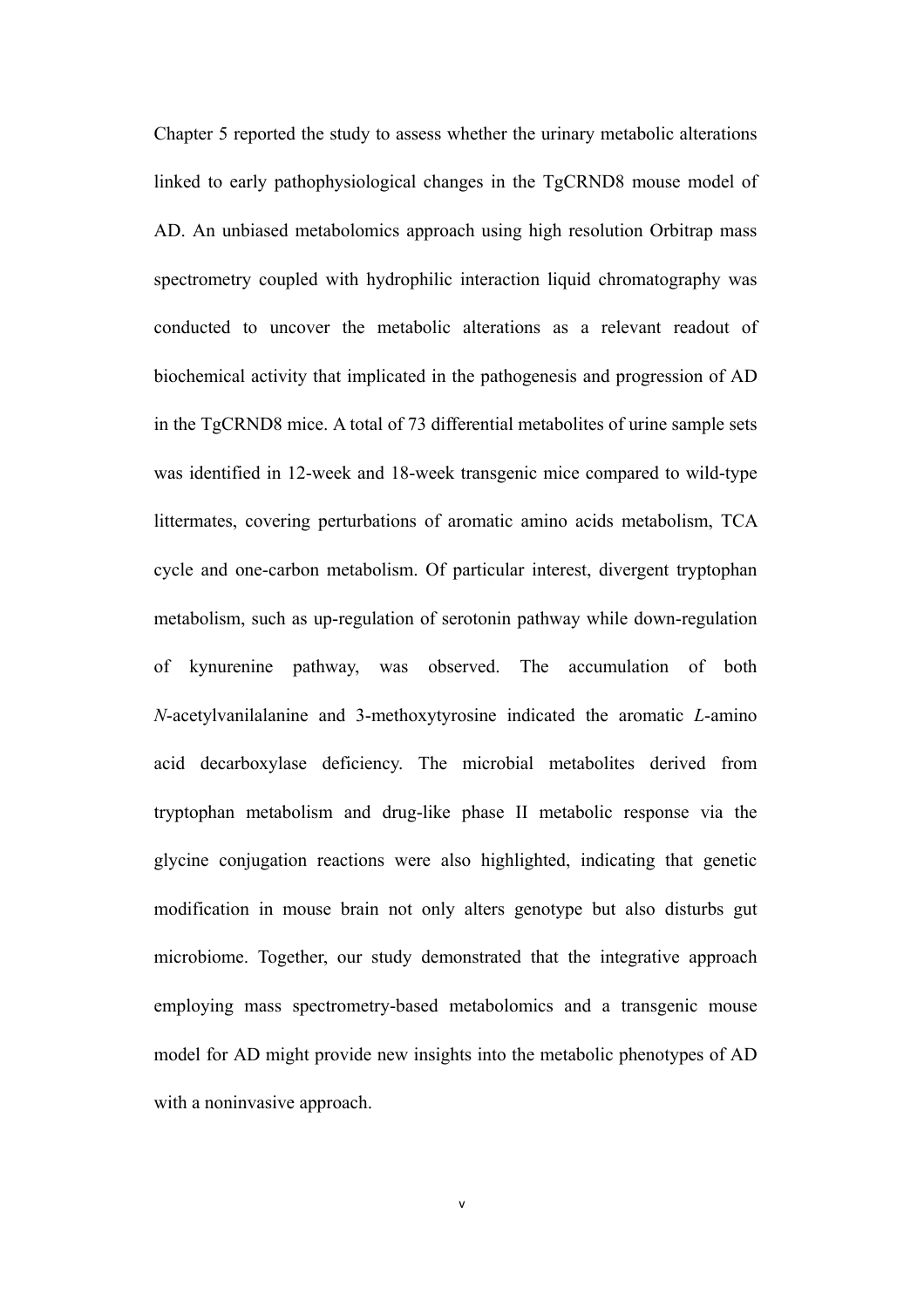Chapter 5 reported the study to assess whether the urinary metabolic alterations linked to early pathophysiological changes in the TgCRND8 mouse model of AD. An unbiased metabolomics approach using high resolution Orbitrap mass spectrometry coupled with hydrophilic interaction liquid chromatography was conducted to uncover the metabolic alterations as a relevant readout of biochemical activity that implicated in the pathogenesis and progression of AD in the TgCRND8 mice. A total of 73 differential metabolites of urine sample sets was identified in 12-week and 18-week transgenic mice compared to wild-type littermates, covering perturbations of aromatic amino acids metabolism, TCA cycle and one-carbon metabolism. Of particular interest, divergent tryptophan metabolism, such as up-regulation of serotonin pathway while down-regulation of kynurenine pathway, was observed. The accumulation of both *N*-acetylvanilalanine and 3-methoxytyrosine indicated the aromatic *L*-amino acid decarboxylase deficiency. The microbial metabolites derived from tryptophan metabolism and drug-like phase II metabolic response via the glycine conjugation reactions were also highlighted, indicating that genetic modification in mouse brain not only alters genotype but also disturbs gut microbiome. Together, our study demonstrated that the integrative approach employing mass spectrometry-based metabolomics and a transgenic mouse model for AD might provide new insights into the metabolic phenotypes of AD with a noninvasive approach.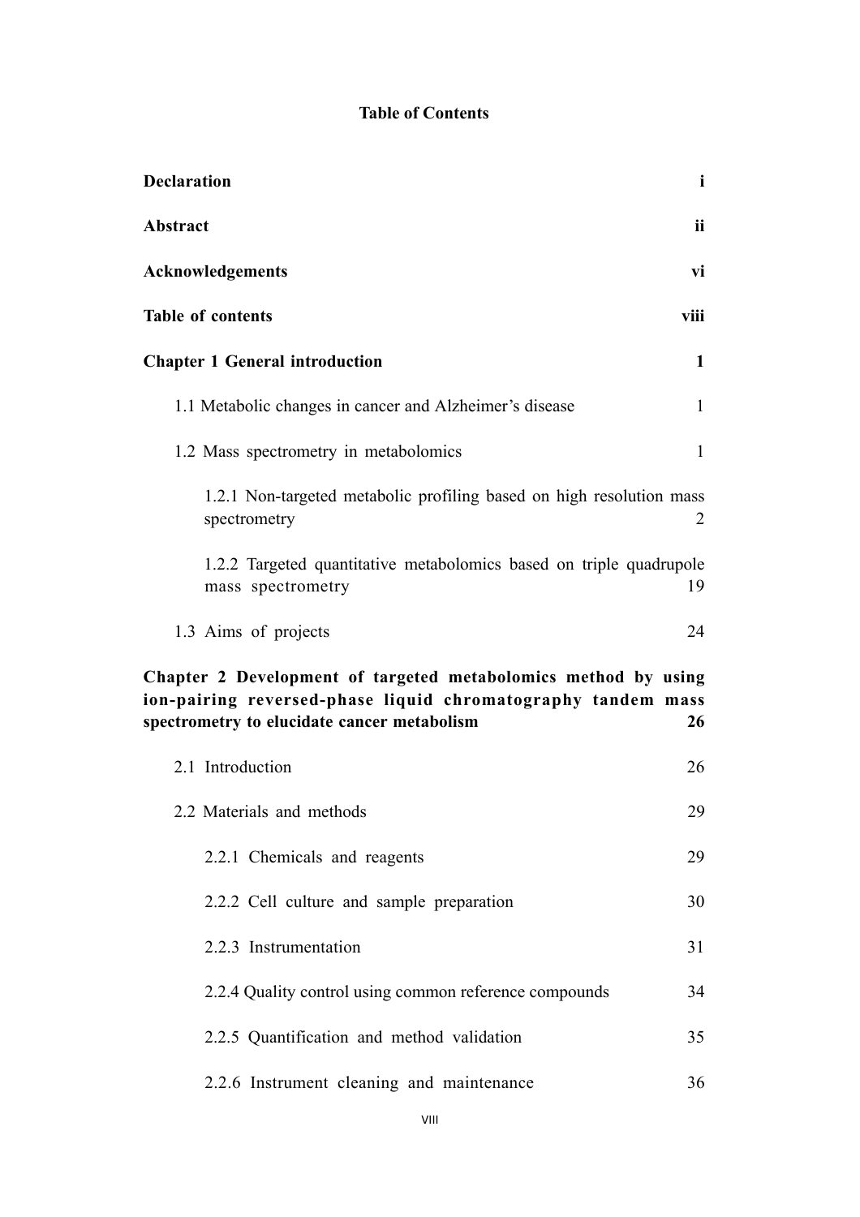**Table of Contents**

**Declaration** **i**

**Abstract** **ii**

**Acknowledgements** **vi**

**Table of contents** **viii**

**Chapter 1 General introduction** **1**

- 1.1 Metabolic changes in cancer and Alzheimer's disease 1
- 1.2 Mass spectrometry in metabolomics 1
  - 1.2.1 Non-targeted metabolic profiling based on high resolution mass spectrometry 2
  - 1.2.2 Targeted quantitative metabolomics based on triple quadrupole mass spectrometry 19
- 1.3 Aims of projects 24

**Chapter 2 Development of targeted metabolomics method by using ion-pairing reversed-phase liquid chromatography tandem mass spectrometry to elucidate cancer metabolism** **26**

- 2.1 Introduction 26
- 2.2 Materials and methods 29
  - 2.2.1 Chemicals and reagents 29
  - 2.2.2 Cell culture and sample preparation 30
  - 2.2.3 Instrumentation 31
  - 2.2.4 Quality control using common reference compounds 34
  - 2.2.5 Quantification and method validation 35
  - 2.2.6 Instrument cleaning and maintenance 36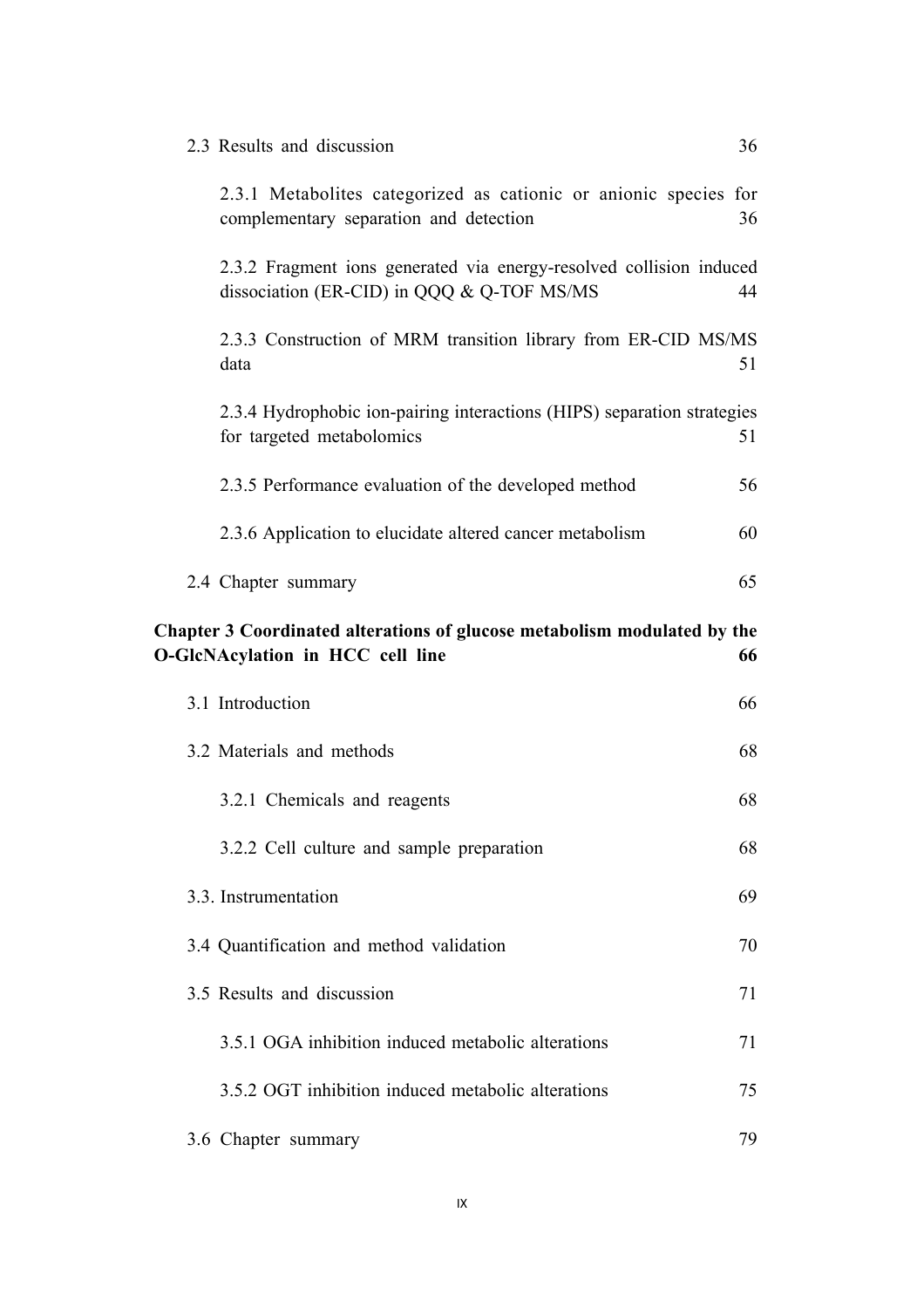2.3 Results and discussion 36

2.3.1 Metabolites categorized as cationic or anionic species for complementary separation and detection 36

2.3.2 Fragment ions generated via energy-resolved collision induced dissociation (ER-CID) in QQQ & Q-TOF MS/MS 44

2.3.3 Construction of MRM transition library from ER-CID MS/MS data 51

2.3.4 Hydrophobic ion-pairing interactions (HIPS) separation strategies for targeted metabolomics 51

2.3.5 Performance evaluation of the developed method 56

2.3.6 Application to elucidate altered cancer metabolism 60

2.4 Chapter summary 65

**Chapter 3 Coordinated alterations of glucose metabolism modulated by the O-GlcNAcylation in HCC cell line 66**

3.1 Introduction 66

3.2 Materials and methods 68

3.2.1 Chemicals and reagents 68

3.2.2 Cell culture and sample preparation 68

3.3. Instrumentation 69

3.4 Quantification and method validation 70

3.5 Results and discussion 71

3.5.1 OGA inhibition induced metabolic alterations 71

3.5.2 OGT inhibition induced metabolic alterations 75

3.6 Chapter summary 79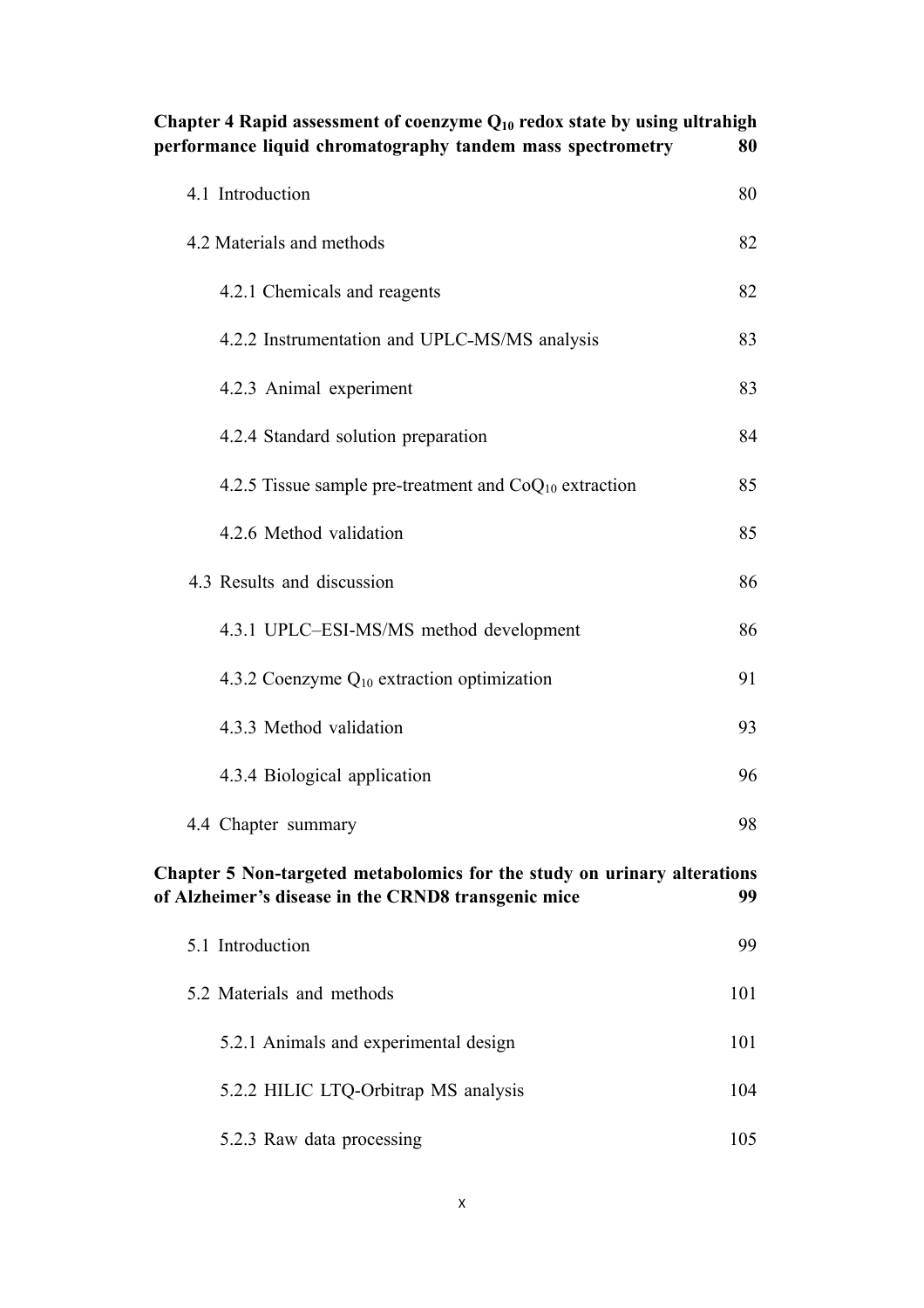**Chapter 4 Rapid assessment of coenzyme $Q_{10}$ redox state by using ultrahigh performance liquid chromatography tandem mass spectrometry** **80**

4.1 Introduction 80

4.2 Materials and methods 82

4.2.1 Chemicals and reagents 82

4.2.2 Instrumentation and UPLC-MS/MS analysis 83

4.2.3 Animal experiment 83

4.2.4 Standard solution preparation 84

4.2.5 Tissue sample pre-treatment and $CoQ_{10}$ extraction 85

4.2.6 Method validation 85

4.3 Results and discussion 86

4.3.1 UPLC–ESI-MS/MS method development 86

4.3.2 Coenzyme $Q_{10}$ extraction optimization 91

4.3.3 Method validation 93

4.3.4 Biological application 96

4.4 Chapter summary 98

**Chapter 5 Non-targeted metabolomics for the study on urinary alterations of Alzheimer's disease in the CRND8 transgenic mice** **99**

5.1 Introduction 99

5.2 Materials and methods 101

5.2.1 Animals and experimental design 101

5.2.2 HILIC LTQ-Orbitrap MS analysis 104

5.2.3 Raw data processing 105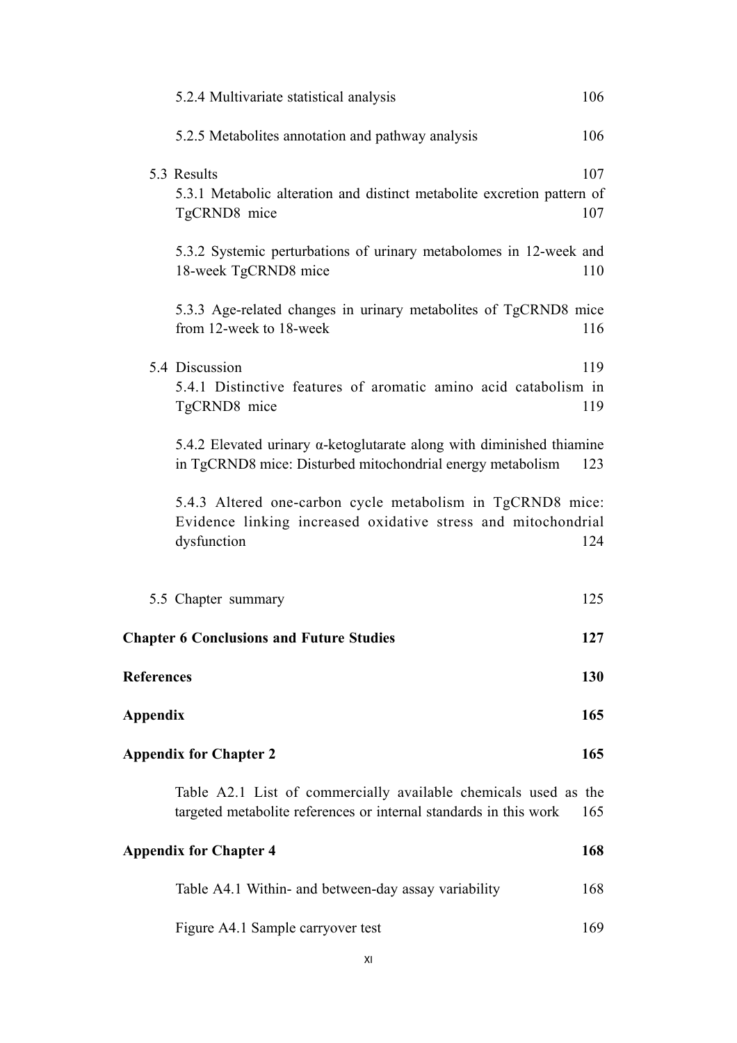5.2.4 Multivariate statistical analysis 106

5.2.5 Metabolites annotation and pathway analysis 106

5.3 Results 107

5.3.1 Metabolic alteration and distinct metabolite excretion pattern of TgCRND8 mice 107

5.3.2 Systemic perturbations of urinary metabolomes in 12-week and 18-week TgCRND8 mice 110

5.3.3 Age-related changes in urinary metabolites of TgCRND8 mice from 12-week to 18-week 116

5.4 Discussion 119

5.4.1 Distinctive features of aromatic amino acid catabolism in TgCRND8 mice 119

5.4.2 Elevated urinary α-ketoglutarate along with diminished thiamine in TgCRND8 mice: Disturbed mitochondrial energy metabolism 123

5.4.3 Altered one-carbon cycle metabolism in TgCRND8 mice: Evidence linking increased oxidative stress and mitochondrial dysfunction 124

5.5 Chapter summary 125

**Chapter 6 Conclusions and Future Studies 127**

**References 130**

**Appendix 165**

**Appendix for Chapter 2 165**

Table A2.1 List of commercially available chemicals used as the targeted metabolite references or internal standards in this work 165

**Appendix for Chapter 4 168**

Table A4.1 Within- and between-day assay variability 168

Figure A4.1 Sample carryover test 169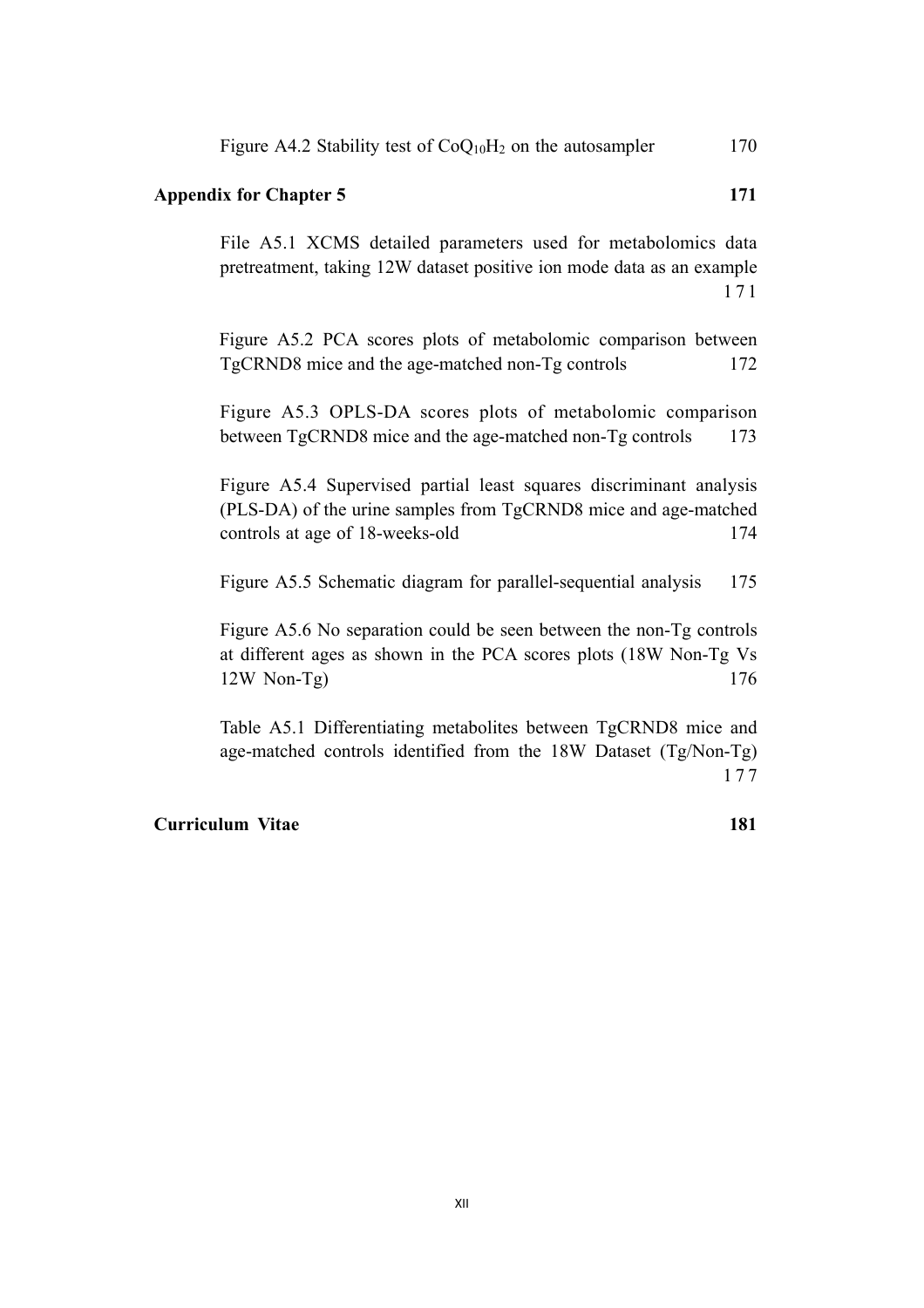Figure A4.2 Stability test of $CoQ_{10}H_2$ on the autosampler 170

**Appendix for Chapter 5** **171**

File A5.1 XCMS detailed parameters used for metabolomics data pretreatment, taking 12W dataset positive ion mode data as an example 171

Figure A5.2 PCA scores plots of metabolomic comparison between TgCRND8 mice and the age-matched non-Tg controls 172

Figure A5.3 OPLS-DA scores plots of metabolomic comparison between TgCRND8 mice and the age-matched non-Tg controls 173

Figure A5.4 Supervised partial least squares discriminant analysis (PLS-DA) of the urine samples from TgCRND8 mice and age-matched controls at age of 18-weeks-old 174

Figure A5.5 Schematic diagram for parallel-sequential analysis 175

Figure A5.6 No separation could be seen between the non-Tg controls at different ages as shown in the PCA scores plots (18W Non-Tg Vs 12W Non-Tg) 176

Table A5.1 Differentiating metabolites between TgCRND8 mice and age-matched controls identified from the 18W Dataset (Tg/Non-Tg) 177

**Curriculum Vitae** **181**